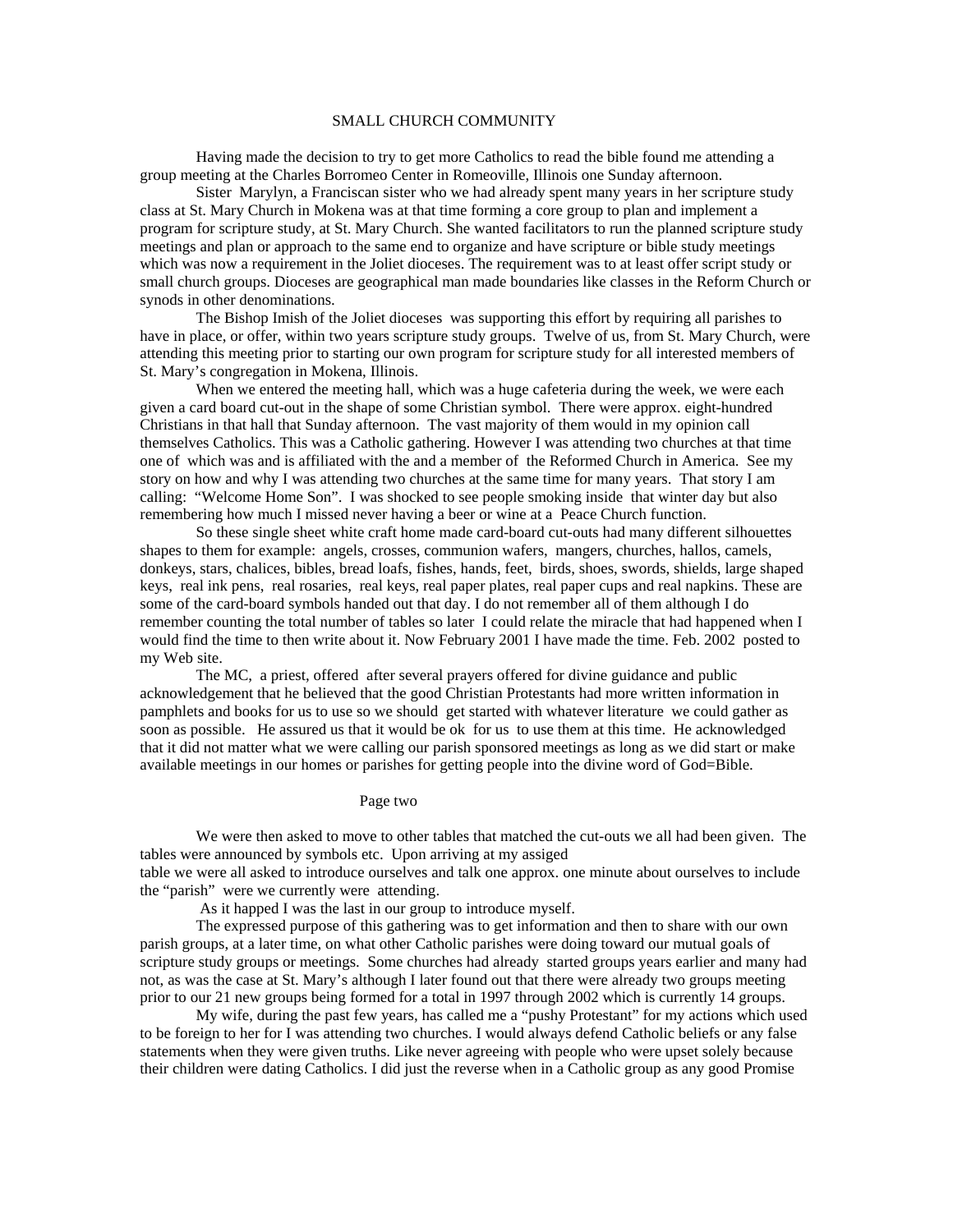# SMALL CHURCH COMMUNITY

Having made the decision to try to get more Catholics to read the bible found me attending a group meeting at the Charles Borromeo Center in Romeoville, Illinois one Sunday afternoon.

Sister Marylyn, a Franciscan sister who we had already spent many years in her scripture study class at St. Mary Church in Mokena was at that time forming a core group to plan and implement a program for scripture study, at St. Mary Church. She wanted facilitators to run the planned scripture study meetings and plan or approach to the same end to organize and have scripture or bible study meetings which was now a requirement in the Joliet dioceses. The requirement was to at least offer script study or small church groups. Dioceses are geographical man made boundaries like classes in the Reform Church or synods in other denominations.

The Bishop Imish of the Joliet dioceses was supporting this effort by requiring all parishes to have in place, or offer, within two years scripture study groups. Twelve of us, from St. Mary Church, were attending this meeting prior to starting our own program for scripture study for all interested members of St. Mary's congregation in Mokena, Illinois.

When we entered the meeting hall, which was a huge cafeteria during the week, we were each given a card board cut-out in the shape of some Christian symbol. There were approx. eight-hundred Christians in that hall that Sunday afternoon. The vast majority of them would in my opinion call themselves Catholics. This was a Catholic gathering. However I was attending two churches at that time one of which was and is affiliated with the and a member of the Reformed Church in America. See my story on how and why I was attending two churches at the same time for many years. That story I am calling: "Welcome Home Son". I was shocked to see people smoking inside that winter day but also remembering how much I missed never having a beer or wine at a Peace Church function.

So these single sheet white craft home made card-board cut-outs had many different silhouettes shapes to them for example: angels, crosses, communion wafers, mangers, churches, hallos, camels, donkeys, stars, chalices, bibles, bread loafs, fishes, hands, feet, birds, shoes, swords, shields, large shaped keys, real ink pens, real rosaries, real keys, real paper plates, real paper cups and real napkins. These are some of the card-board symbols handed out that day. I do not remember all of them although I do remember counting the total number of tables so later I could relate the miracle that had happened when I would find the time to then write about it. Now February 2001 I have made the time. Feb. 2002 posted to my Web site.

The MC, a priest, offered after several prayers offered for divine guidance and public acknowledgement that he believed that the good Christian Protestants had more written information in pamphlets and books for us to use so we should get started with whatever literature we could gather as soon as possible. He assured us that it would be ok for us to use them at this time. He acknowledged that it did not matter what we were calling our parish sponsored meetings as long as we did start or make available meetings in our homes or parishes for getting people into the divine word of God=Bible.

Page two

We were then asked to move to other tables that matched the cut-outs we all had been given. The tables were announced by symbols etc. Upon arriving at my assiged
table we were all asked to introduce ourselves and talk one approx. one minute about ourselves to include the "parish" were we currently were attending.

As it happed I was the last in our group to introduce myself.

The expressed purpose of this gathering was to get information and then to share with our own parish groups, at a later time, on what other Catholic parishes were doing toward our mutual goals of scripture study groups or meetings. Some churches had already started groups years earlier and many had not, as was the case at St. Mary's although I later found out that there were already two groups meeting prior to our 21 new groups being formed for a total in 1997 through 2002 which is currently 14 groups.

My wife, during the past few years, has called me a "pushy Protestant" for my actions which used to be foreign to her for I was attending two churches. I would always defend Catholic beliefs or any false statements when they were given truths. Like never agreeing with people who were upset solely because their children were dating Catholics. I did just the reverse when in a Catholic group as any good Promise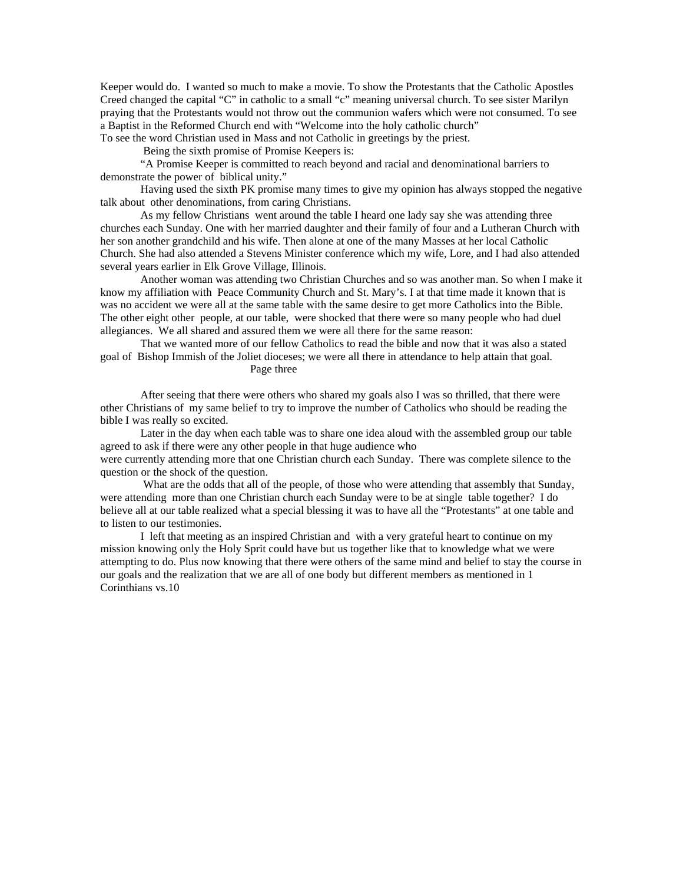Keeper would do. I wanted so much to make a movie. To show the Protestants that the Catholic Apostles Creed changed the capital "C" in catholic to a small "c" meaning universal church. To see sister Marilyn praying that the Protestants would not throw out the communion wafers which were not consumed. To see a Baptist in the Reformed Church end with "Welcome into the holy catholic church"
To see the word Christian used in Mass and not Catholic in greetings by the priest.

Being the sixth promise of Promise Keepers is:

"A Promise Keeper is committed to reach beyond and racial and denominational barriers to demonstrate the power of biblical unity."

Having used the sixth PK promise many times to give my opinion has always stopped the negative talk about other denominations, from caring Christians.

As my fellow Christians went around the table I heard one lady say she was attending three churches each Sunday. One with her married daughter and their family of four and a Lutheran Church with her son another grandchild and his wife. Then alone at one of the many Masses at her local Catholic Church. She had also attended a Stevens Minister conference which my wife, Lore, and I had also attended several years earlier in Elk Grove Village, Illinois.

Another woman was attending two Christian Churches and so was another man. So when I make it know my affiliation with Peace Community Church and St. Mary's. I at that time made it known that is was no accident we were all at the same table with the same desire to get more Catholics into the Bible. The other eight other people, at our table, were shocked that there were so many people who had duel allegiances. We all shared and assured them we were all there for the same reason:

That we wanted more of our fellow Catholics to read the bible and now that it was also a stated goal of Bishop Immish of the Joliet dioceses; we were all there in attendance to help attain that goal.

After seeing that there were others who shared my goals also I was so thrilled, that there were other Christians of my same belief to try to improve the number of Catholics who should be reading the bible I was really so excited.

Later in the day when each table was to share one idea aloud with the assembled group our table agreed to ask if there were any other people in that huge audience who were currently attending more that one Christian church each Sunday. There was complete silence to the question or the shock of the question.

What are the odds that all of the people, of those who were attending that assembly that Sunday, were attending more than one Christian church each Sunday were to be at single table together? I do believe all at our table realized what a special blessing it was to have all the "Protestants" at one table and to listen to our testimonies.

I left that meeting as an inspired Christian and with a very grateful heart to continue on my mission knowing only the Holy Sprit could have but us together like that to knowledge what we were attempting to do. Plus now knowing that there were others of the same mind and belief to stay the course in our goals and the realization that we are all of one body but different members as mentioned in 1 Corinthians vs.10